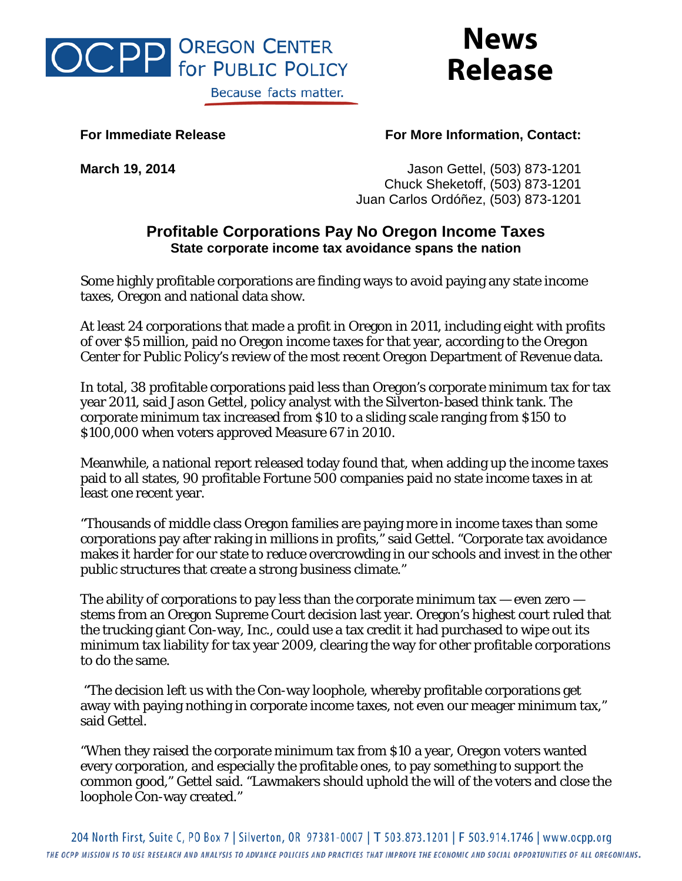**OREGON CENTER for PUBLIC POLICY**
Because facts matter.

# News Release

**For Immediate Release** | **For More Information, Contact:**

**March 19, 2014**

Jason Gettel, (503) 873-1201
Chuck Sheketoff, (503) 873-1201
Juan Carlos Ordóñez, (503) 873-1201

## Profitable Corporations Pay No Oregon Income Taxes
### State corporate income tax avoidance spans the nation

Some highly profitable corporations are finding ways to avoid paying any state income taxes, Oregon and national data show.

At least 24 corporations that made a profit in Oregon in 2011, including eight with profits of over $5 million, paid no Oregon income taxes for that year, according to the Oregon Center for Public Policy's review of the most recent Oregon Department of Revenue data.

In total, 38 profitable corporations paid less than Oregon's corporate minimum tax for tax year 2011, said Jason Gettel, policy analyst with the Silverton-based think tank. The corporate minimum tax increased from $10 to a sliding scale ranging from $150 to $100,000 when voters approved Measure 67 in 2010.

Meanwhile, a national report released today found that, when adding up the income taxes paid to all states, 90 profitable Fortune 500 companies paid no state income taxes in at least one recent year.

"Thousands of middle class Oregon families are paying more in income taxes than some corporations pay after raking in millions in profits," said Gettel. "Corporate tax avoidance makes it harder for our state to reduce overcrowding in our schools and invest in the other public structures that create a strong business climate."

The ability of corporations to pay less than the corporate minimum tax — even zero — stems from an Oregon Supreme Court decision last year. Oregon's highest court ruled that the trucking giant Con-way, Inc., could use a tax credit it had purchased to wipe out its minimum tax liability for tax year 2009, clearing the way for other profitable corporations to do the same.

"The decision left us with the Con-way loophole, whereby profitable corporations get away with paying nothing in corporate income taxes, not even our meager minimum tax," said Gettel.

"When they raised the corporate minimum tax from $10 a year, Oregon voters wanted every corporation, and especially the profitable ones, to pay something to support the common good," Gettel said. "Lawmakers should uphold the will of the voters and close the loophole Con-way created."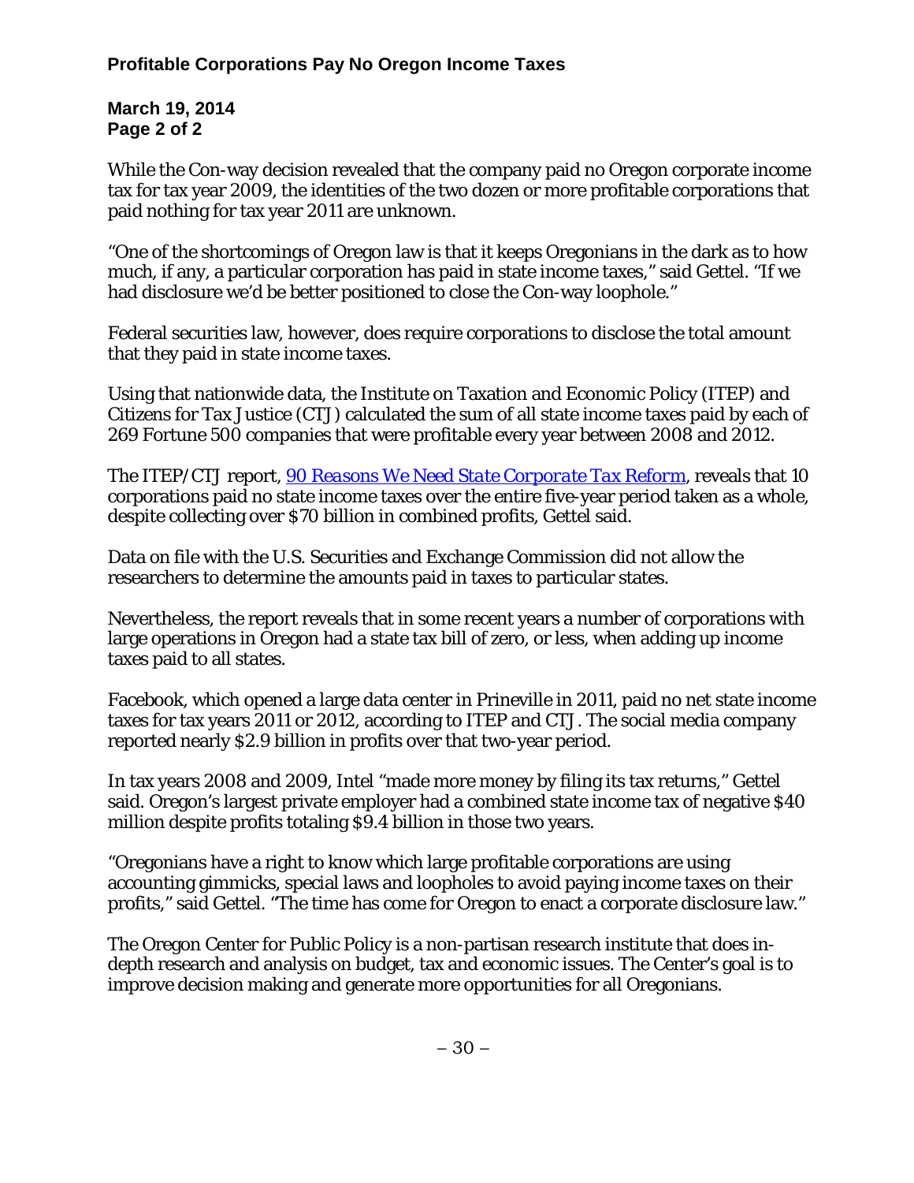While the Con-way decision revealed that the company paid no Oregon corporate income tax for tax year 2009, the identities of the two dozen or more profitable corporations that paid nothing for tax year 2011 are unknown.

"One of the shortcomings of Oregon law is that it keeps Oregonians in the dark as to how much, if any, a particular corporation has paid in state income taxes," said Gettel. "If we had disclosure we'd be better positioned to close the Con-way loophole."

Federal securities law, however, does require corporations to disclose the total amount that they paid in state income taxes.

Using that nationwide data, the Institute on Taxation and Economic Policy (ITEP) and Citizens for Tax Justice (CTJ) calculated the sum of all state income taxes paid by each of 269 Fortune 500 companies that were profitable every year between 2008 and 2012.

The ITEP/CTJ report, *90 Reasons We Need State Corporate Tax Reform*, reveals that 10 corporations paid no state income taxes over the entire five-year period taken as a whole, despite collecting over $70 billion in combined profits, Gettel said.

Data on file with the U.S. Securities and Exchange Commission did not allow the researchers to determine the amounts paid in taxes to particular states.

Nevertheless, the report reveals that in some recent years a number of corporations with large operations in Oregon had a state tax bill of zero, or less, when adding up income taxes paid to all states.

Facebook, which opened a large data center in Prineville in 2011, paid no net state income taxes for tax years 2011 or 2012, according to ITEP and CTJ. The social media company reported nearly $2.9 billion in profits over that two-year period.

In tax years 2008 and 2009, Intel "made more money by filing its tax returns," Gettel said. Oregon's largest private employer had a combined state income tax of negative $40 million despite profits totaling $9.4 billion in those two years.

"Oregonians have a right to know which large profitable corporations are using accounting gimmicks, special laws and loopholes to avoid paying income taxes on their profits," said Gettel. "The time has come for Oregon to enact a corporate disclosure law."

The Oregon Center for Public Policy is a non-partisan research institute that does in-depth research and analysis on budget, tax and economic issues. The Center's goal is to improve decision making and generate more opportunities for all Oregonians.

– 30 –